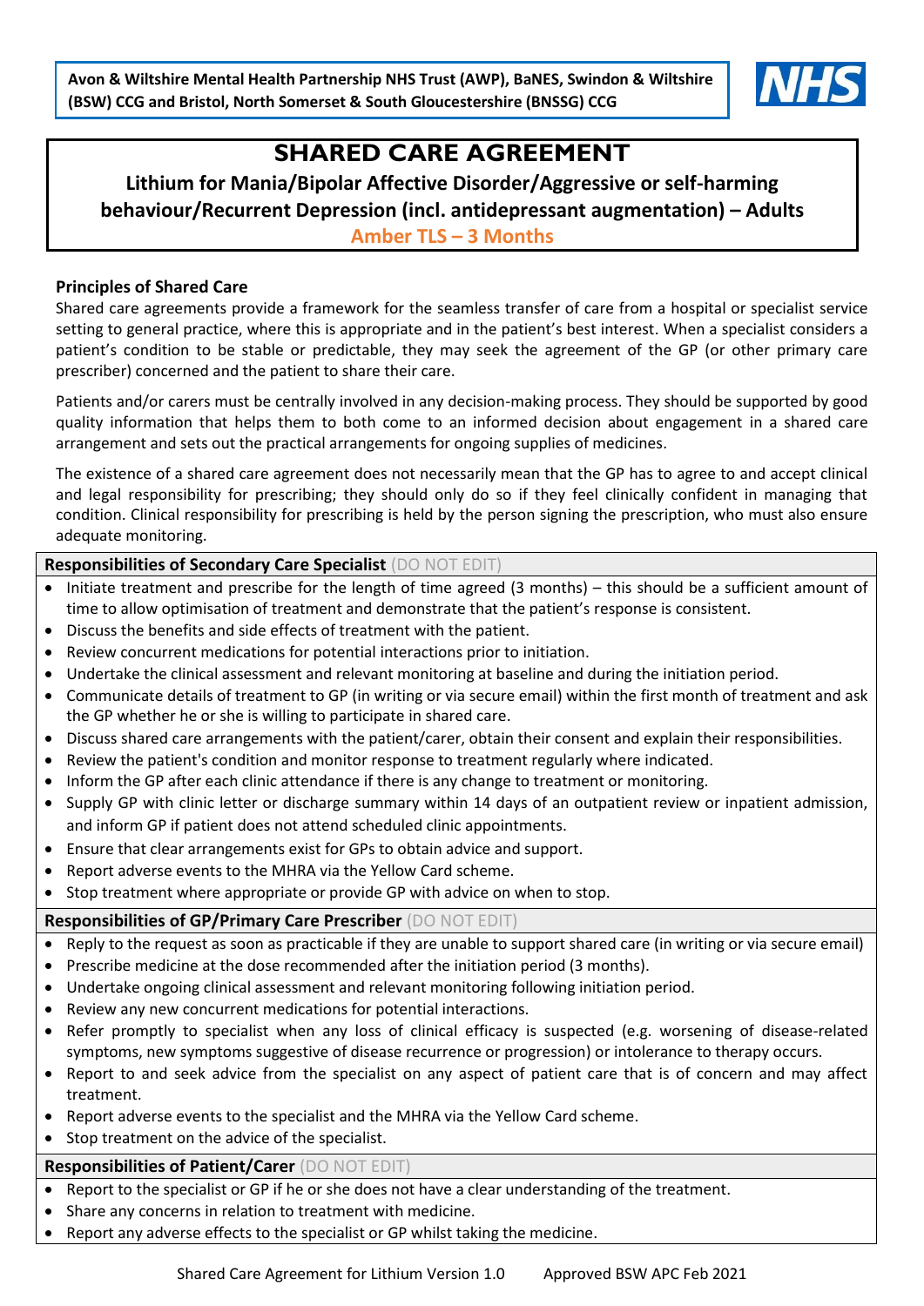Avon & Wiltshire Mental Health Partnership NHS Trust (AWP), BaNES, Swindon & Wiltshire (BSW) CCG and Bristol, North Somerset & South Gloucestershire (BNSSG) CCG

NHS

# SHARED CARE AGREEMENT

## Lithium for Mania/Bipolar Affective Disorder/Aggressive or self-harming behaviour/Recurrent Depression (incl. antidepressant augmentation) – Adults

**Amber TLS – 3 Months**

### Principles of Shared Care

Shared care agreements provide a framework for the seamless transfer of care from a hospital or specialist service setting to general practice, where this is appropriate and in the patient's best interest. When a specialist considers a patient's condition to be stable or predictable, they may seek the agreement of the GP (or other primary care prescriber) concerned and the patient to share their care.

Patients and/or carers must be centrally involved in any decision-making process. They should be supported by good quality information that helps them to both come to an informed decision about engagement in a shared care arrangement and sets out the practical arrangements for ongoing supplies of medicines.

The existence of a shared care agreement does not necessarily mean that the GP has to agree to and accept clinical and legal responsibility for prescribing; they should only do so if they feel clinically confident in managing that condition. Clinical responsibility for prescribing is held by the person signing the prescription, who must also ensure adequate monitoring.

### Responsibilities of Secondary Care Specialist (DO NOT EDIT)

- Initiate treatment and prescribe for the length of time agreed (3 months) – this should be a sufficient amount of time to allow optimisation of treatment and demonstrate that the patient's response is consistent.
- Discuss the benefits and side effects of treatment with the patient.
- Review concurrent medications for potential interactions prior to initiation.
- Undertake the clinical assessment and relevant monitoring at baseline and during the initiation period.
- Communicate details of treatment to GP (in writing or via secure email) within the first month of treatment and ask the GP whether he or she is willing to participate in shared care.
- Discuss shared care arrangements with the patient/carer, obtain their consent and explain their responsibilities.
- Review the patient's condition and monitor response to treatment regularly where indicated.
- Inform the GP after each clinic attendance if there is any change to treatment or monitoring.
- Supply GP with clinic letter or discharge summary within 14 days of an outpatient review or inpatient admission, and inform GP if patient does not attend scheduled clinic appointments.
- Ensure that clear arrangements exist for GPs to obtain advice and support.
- Report adverse events to the MHRA via the Yellow Card scheme.
- Stop treatment where appropriate or provide GP with advice on when to stop.

### Responsibilities of GP/Primary Care Prescriber (DO NOT EDIT)

- Reply to the request as soon as practicable if they are unable to support shared care (in writing or via secure email)
- Prescribe medicine at the dose recommended after the initiation period (3 months).
- Undertake ongoing clinical assessment and relevant monitoring following initiation period.
- Review any new concurrent medications for potential interactions.
- Refer promptly to specialist when any loss of clinical efficacy is suspected (e.g. worsening of disease-related symptoms, new symptoms suggestive of disease recurrence or progression) or intolerance to therapy occurs.
- Report to and seek advice from the specialist on any aspect of patient care that is of concern and may affect treatment.
- Report adverse events to the specialist and the MHRA via the Yellow Card scheme.
- Stop treatment on the advice of the specialist.

### Responsibilities of Patient/Carer (DO NOT EDIT)

- Report to the specialist or GP if he or she does not have a clear understanding of the treatment.
- Share any concerns in relation to treatment with medicine.
- Report any adverse effects to the specialist or GP whilst taking the medicine.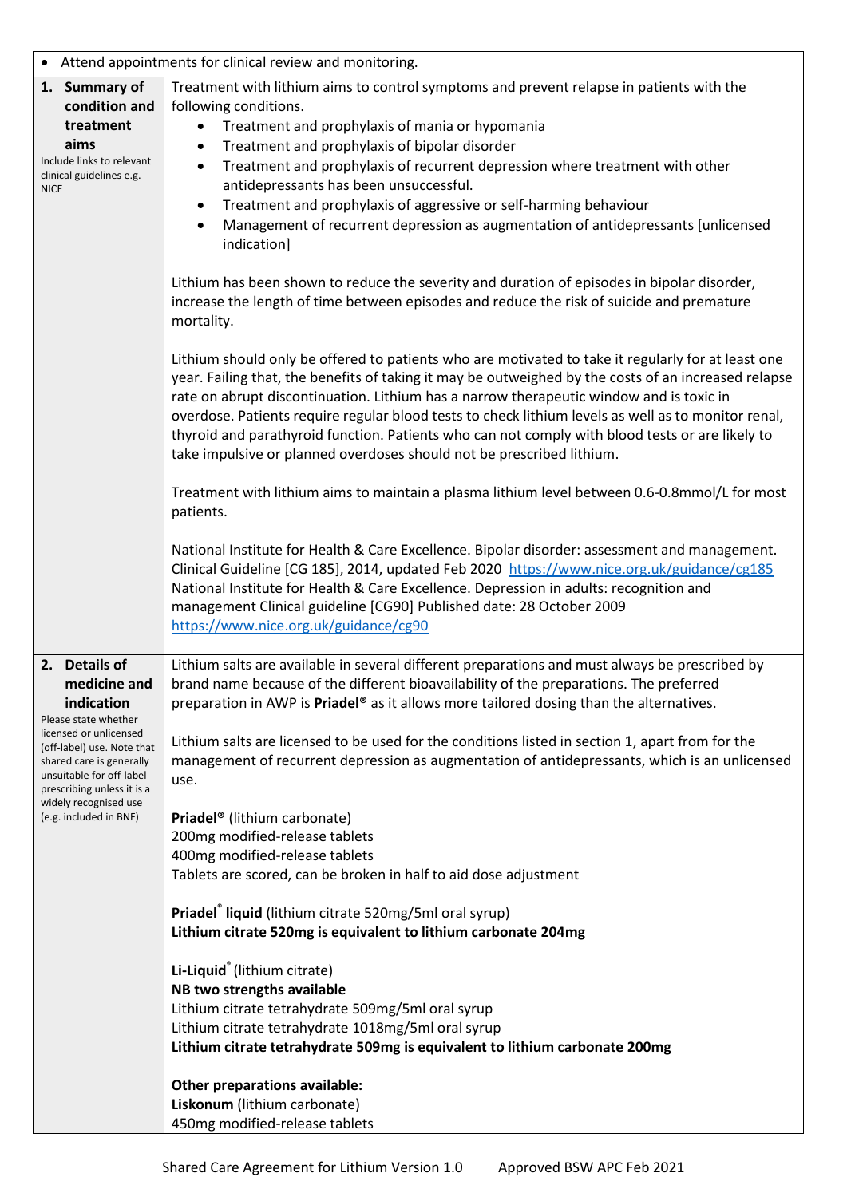| | |
|---|---|
| • Attend appointments for clinical review and monitoring. | |
| **1. Summary of condition and treatment aims**<br>Include links to relevant clinical guidelines e.g. NICE | Treatment with lithium aims to control symptoms and prevent relapse in patients with the following conditions.<br>• Treatment and prophylaxis of mania or hypomania<br>• Treatment and prophylaxis of bipolar disorder<br>• Treatment and prophylaxis of recurrent depression where treatment with other antidepressants has been unsuccessful.<br>• Treatment and prophylaxis of aggressive or self-harming behaviour<br>• Management of recurrent depression as augmentation of antidepressants [unlicensed indication]<br><br>Lithium has been shown to reduce the severity and duration of episodes in bipolar disorder, increase the length of time between episodes and reduce the risk of suicide and premature mortality.<br><br>Lithium should only be offered to patients who are motivated to take it regularly for at least one year. Failing that, the benefits of taking it may be outweighed by the costs of an increased relapse rate on abrupt discontinuation. Lithium has a narrow therapeutic window and is toxic in overdose. Patients require regular blood tests to check lithium levels as well as to monitor renal, thyroid and parathyroid function. Patients who can not comply with blood tests or are likely to take impulsive or planned overdoses should not be prescribed lithium.<br><br>Treatment with lithium aims to maintain a plasma lithium level between 0.6-0.8mmol/L for most patients.<br><br>National Institute for Health & Care Excellence. Bipolar disorder: assessment and management. Clinical Guideline [CG 185], 2014, updated Feb 2020 https://www.nice.org.uk/guidance/cg185<br>National Institute for Health & Care Excellence. Depression in adults: recognition and management Clinical guideline [CG90] Published date: 28 October 2009 https://www.nice.org.uk/guidance/cg90 |
| **2. Details of medicine and indication**<br>Please state whether licensed or unlicensed (off-label) use. Note that shared care is generally unsuitable for off-label prescribing unless it is a widely recognised use (e.g. included in BNF) | Lithium salts are available in several different preparations and must always be prescribed by brand name because of the different bioavailability of the preparations. The preferred preparation in AWP is **Priadel®** as it allows more tailored dosing than the alternatives.<br><br>Lithium salts are licensed to be used for the conditions listed in section 1, apart from for the management of recurrent depression as augmentation of antidepressants, which is an unlicensed use.<br><br>**Priadel®** (lithium carbonate)<br>200mg modified-release tablets<br>400mg modified-release tablets<br>Tablets are scored, can be broken in half to aid dose adjustment<br><br>**Priadel® liquid** (lithium citrate 520mg/5ml oral syrup)<br>**Lithium citrate 520mg is equivalent to lithium carbonate 204mg**<br><br>**Li-Liquid®** (lithium citrate)<br>**NB two strengths available**<br>Lithium citrate tetrahydrate 509mg/5ml oral syrup<br>Lithium citrate tetrahydrate 1018mg/5ml oral syrup<br>**Lithium citrate tetrahydrate 509mg is equivalent to lithium carbonate 200mg**<br><br>**Other preparations available:**<br>**Liskonum** (lithium carbonate)<br>450mg modified-release tablets |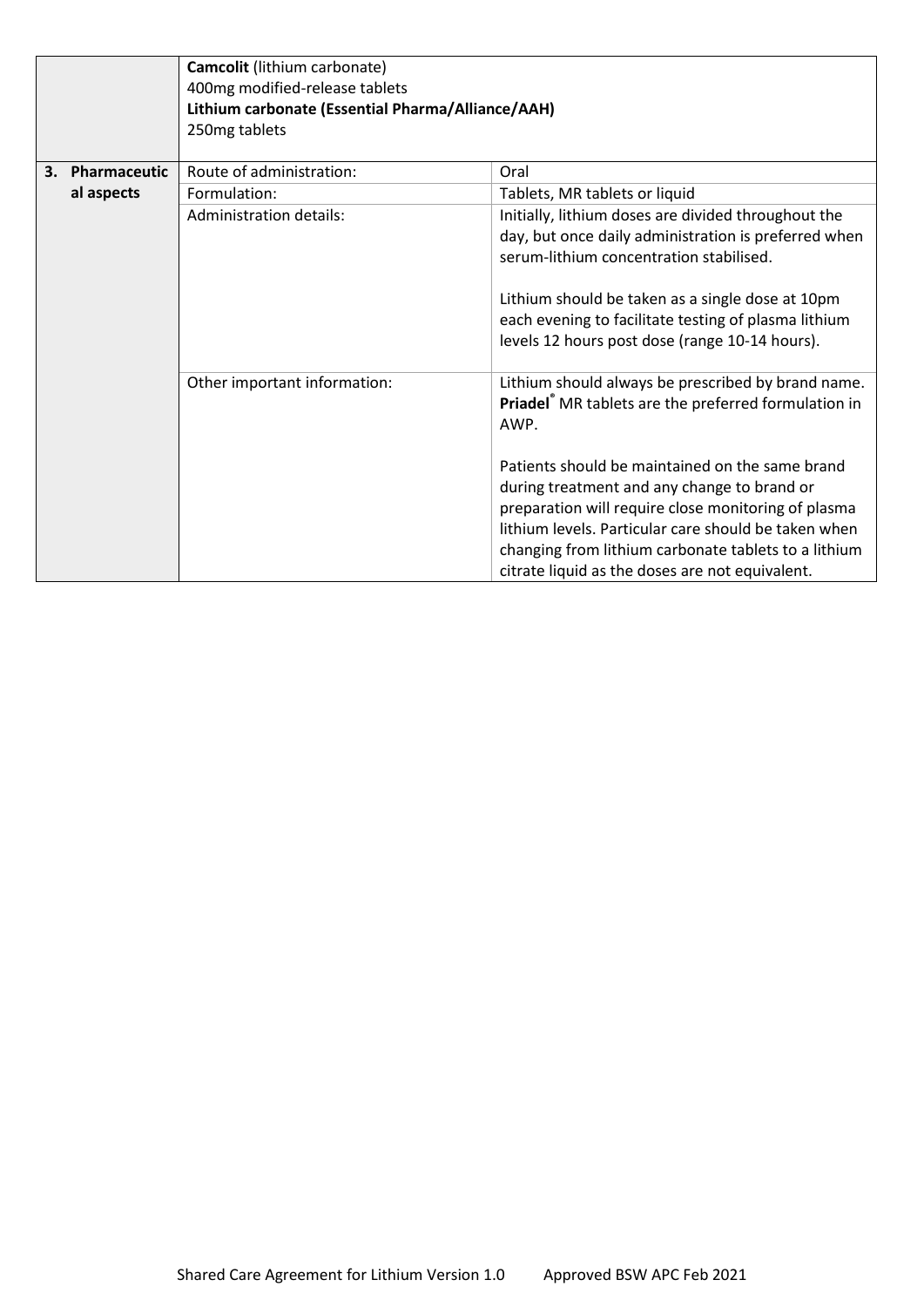| | | |
|---|---|---|
| | **Camcolit** (lithium carbonate)<br>400mg modified-release tablets<br>**Lithium carbonate (Essential Pharma/Alliance/AAH)**<br>250mg tablets | |
| **3. Pharmaceutical aspects** | Route of administration: | Oral |
| | Formulation: | Tablets, MR tablets or liquid |
| | Administration details: | Initially, lithium doses are divided throughout the day, but once daily administration is preferred when serum-lithium concentration stabilised.<br><br>Lithium should be taken as a single dose at 10pm each evening to facilitate testing of plasma lithium levels 12 hours post dose (range 10-14 hours). |
| | Other important information: | Lithium should always be prescribed by brand name. **Priadel**® MR tablets are the preferred formulation in AWP.<br><br>Patients should be maintained on the same brand during treatment and any change to brand or preparation will require close monitoring of plasma lithium levels. Particular care should be taken when changing from lithium carbonate tablets to a lithium citrate liquid as the doses are not equivalent. |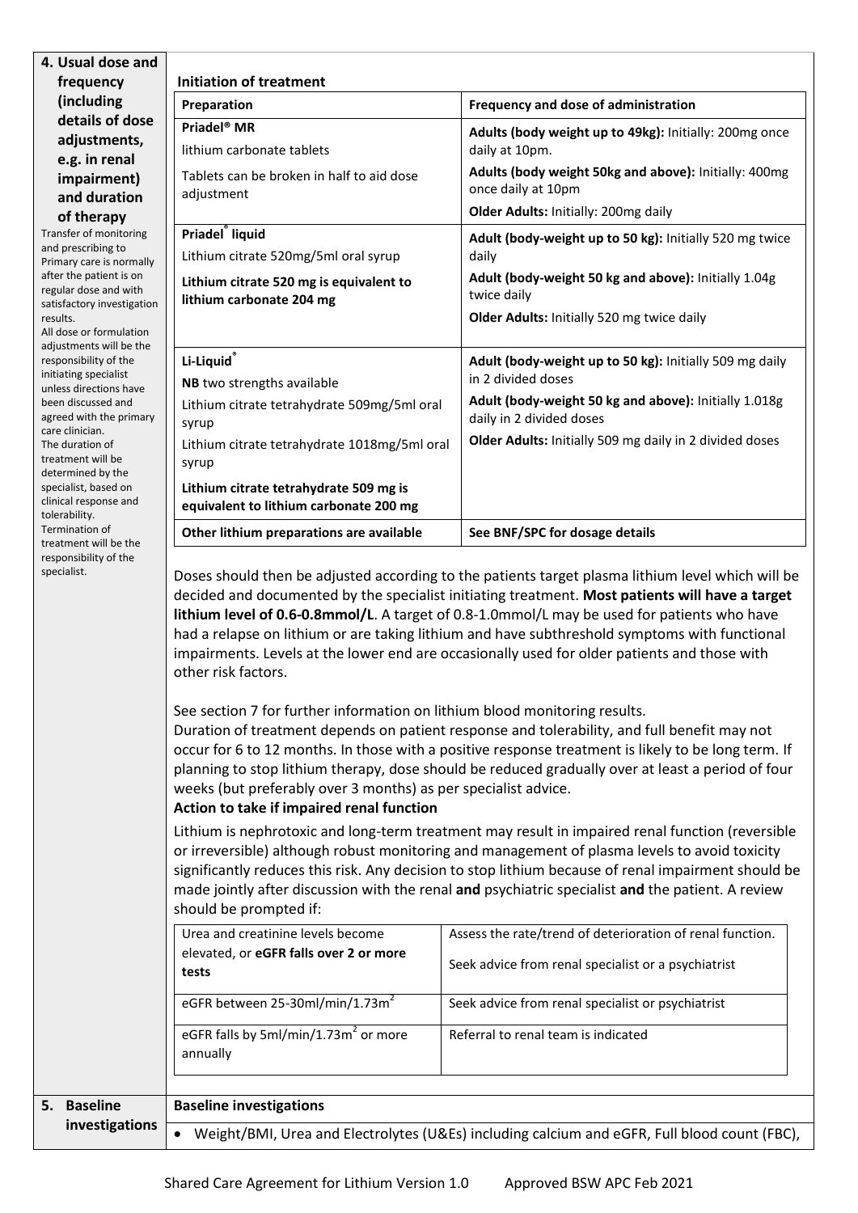## 4. Usual dose and frequency (including details of dose adjustments, e.g. in renal impairment) and duration of therapy

Transfer of monitoring and prescribing to Primary care is normally after the patient is on regular dose and with satisfactory investigation results.
All dose or formulation adjustments will be the responsibility of the initiating specialist unless directions have been discussed and agreed with the primary care clinician.
The duration of treatment will be determined by the specialist, based on clinical response and tolerability.
Termination of treatment will be the responsibility of the specialist.

**Initiation of treatment**

| Preparation | Frequency and dose of administration |
|---|---|
| **Priadel® MR**<br>lithium carbonate tablets<br>Tablets can be broken in half to aid dose adjustment | **Adults (body weight up to 49kg):** Initially: 200mg once daily at 10pm.<br>**Adults (body weight 50kg and above):** Initially: 400mg once daily at 10pm<br>**Older Adults:** Initially: 200mg daily |
| **Priadel® liquid**<br>Lithium citrate 520mg/5ml oral syrup<br>**Lithium citrate 520 mg is equivalent to lithium carbonate 204 mg** | **Adult (body-weight up to 50 kg):** Initially 520 mg twice daily<br>**Adult (body-weight 50 kg and above):** Initially 1.04g twice daily<br>**Older Adults:** Initially 520 mg twice daily |
| **Li-Liquid®**<br>**NB** two strengths available<br>Lithium citrate tetrahydrate 509mg/5ml oral syrup<br>Lithium citrate tetrahydrate 1018mg/5ml oral syrup<br>**Lithium citrate tetrahydrate 509 mg is equivalent to lithium carbonate 200 mg** | **Adult (body-weight up to 50 kg):** Initially 509 mg daily in 2 divided doses<br>**Adult (body-weight 50 kg and above):** Initially 1.018g daily in 2 divided doses<br>**Older Adults:** Initially 509 mg daily in 2 divided doses |
| **Other lithium preparations are available** | **See BNF/SPC for dosage details** |

Doses should then be adjusted according to the patients target plasma lithium level which will be decided and documented by the specialist initiating treatment. **Most patients will have a target lithium level of 0.6-0.8mmol/L**. A target of 0.8-1.0mmol/L may be used for patients who have had a relapse on lithium or are taking lithium and have subthreshold symptoms with functional impairments. Levels at the lower end are occasionally used for older patients and those with other risk factors.

See section 7 for further information on lithium blood monitoring results.
Duration of treatment depends on patient response and tolerability, and full benefit may not occur for 6 to 12 months. In those with a positive response treatment is likely to be long term. If planning to stop lithium therapy, dose should be reduced gradually over at least a period of four weeks (but preferably over 3 months) as per specialist advice.

**Action to take if impaired renal function**

Lithium is nephrotoxic and long-term treatment may result in impaired renal function (reversible or irreversible) although robust monitoring and management of plasma levels to avoid toxicity significantly reduces this risk. Any decision to stop lithium because of renal impairment should be made jointly after discussion with the renal **and** psychiatric specialist **and** the patient. A review should be prompted if:

| | |
|---|---|
| Urea and creatinine levels become elevated, or **eGFR falls over 2 or more tests** | Assess the rate/trend of deterioration of renal function.<br>Seek advice from renal specialist or a psychiatrist |
| eGFR between 25-30ml/min/1.73m$^2$ | Seek advice from renal specialist or psychiatrist |
| eGFR falls by 5ml/min/1.73m$^2$ or more annually | Referral to renal team is indicated |

## 5. Baseline investigations

**Baseline investigations**

- Weight/BMI, Urea and Electrolytes (U&Es) including calcium and eGFR, Full blood count (FBC),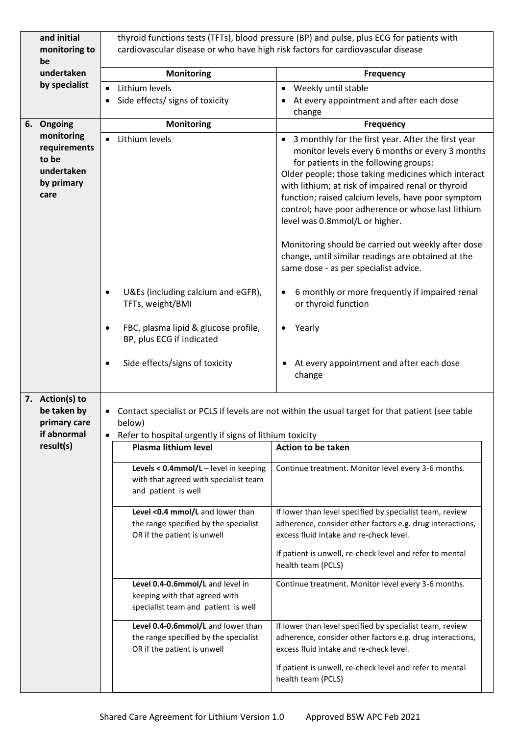| | | |
|---|---|---|
| **and initial monitoring to be undertaken by specialist** | thyroid functions tests (TFTs), blood pressure (BP) and pulse, plus ECG for patients with cardiovascular disease or who have high risk factors for cardiovascular disease | |
| | **Monitoring** | **Frequency** |
| | • Lithium levels<br>• Side effects/ signs of toxicity | • Weekly until stable<br>• At every appointment and after each dose change |
| **6. Ongoing monitoring requirements to be undertaken by primary care** | **Monitoring** | **Frequency** |
| | • Lithium levels | • 3 monthly for the first year. After the first year monitor levels every 6 months or every 3 months for patients in the following groups:<br>Older people; those taking medicines which interact with lithium; at risk of impaired renal or thyroid function; raised calcium levels, have poor symptom control; have poor adherence or whose last lithium level was 0.8mmol/L or higher.<br><br>Monitoring should be carried out weekly after dose change, until similar readings are obtained at the same dose - as per specialist advice. |
| | • U&Es (including calcium and eGFR), TFTs, weight/BMI | • 6 monthly or more frequently if impaired renal or thyroid function |
| | • FBC, plasma lipid & glucose profile, BP, plus ECG if indicated | • Yearly |
| | • Side effects/signs of toxicity | • At every appointment and after each dose change |

**7. Action(s) to be taken by primary care if abnormal result(s)**

- Contact specialist or PCLS if levels are not within the usual target for that patient (see table below)
- Refer to hospital urgently if signs of lithium toxicity

| Plasma lithium level | Action to be taken |
|---|---|
| **Levels < 0.4mmol/L** – level in keeping with that agreed with specialist team and patient is well | Continue treatment. Monitor level every 3-6 months. |
| **Level <0.4 mmol/L** and lower than the range specified by the specialist OR if the patient is unwell | If lower than level specified by specialist team, review adherence, consider other factors e.g. drug interactions, excess fluid intake and re-check level.<br><br>If patient is unwell, re-check level and refer to mental health team (PCLS) |
| **Level 0.4-0.6mmol/L** and level in keeping with that agreed with specialist team and patient is well | Continue treatment. Monitor level every 3-6 months. |
| **Level 0.4-0.6mmol/L** and lower than the range specified by the specialist OR if the patient is unwell | If lower than level specified by specialist team, review adherence, consider other factors e.g. drug interactions, excess fluid intake and re-check level.<br><br>If patient is unwell, re-check level and refer to mental health team (PCLS) |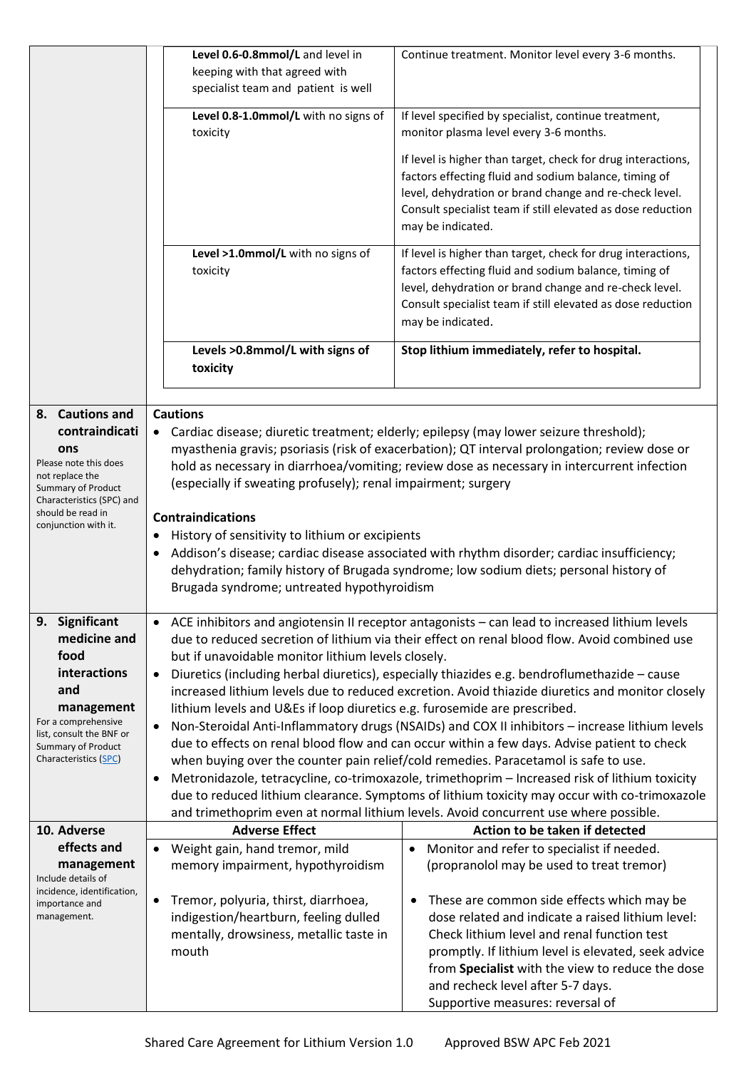| | | |
|---|---|---|
| | **Level 0.6-0.8mmol/L** and level in keeping with that agreed with specialist team and patient is well | Continue treatment. Monitor level every 3-6 months. |
| | **Level 0.8-1.0mmol/L** with no signs of toxicity | If level specified by specialist, continue treatment, monitor plasma level every 3-6 months.<br><br>If level is higher than target, check for drug interactions, factors effecting fluid and sodium balance, timing of level, dehydration or brand change and re-check level. Consult specialist team if still elevated as dose reduction may be indicated. |
| | **Level >1.0mmol/L** with no signs of toxicity | If level is higher than target, check for drug interactions, factors effecting fluid and sodium balance, timing of level, dehydration or brand change and re-check level. Consult specialist team if still elevated as dose reduction may be indicated. |
| | **Levels >0.8mmol/L with signs of toxicity** | **Stop lithium immediately, refer to hospital.** |

| | |
|---|---|
| **8. Cautions and contraindications**<br>Please note this does not replace the Summary of Product Characteristics (SPC) and should be read in conjunction with it. | **Cautions**<br>• Cardiac disease; diuretic treatment; elderly; epilepsy (may lower seizure threshold); myasthenia gravis; psoriasis (risk of exacerbation); QT interval prolongation; review dose or hold as necessary in diarrhoea/vomiting; review dose as necessary in intercurrent infection (especially if sweating profusely); renal impairment; surgery<br><br>**Contraindications**<br>• History of sensitivity to lithium or excipients<br>• Addison's disease; cardiac disease associated with rhythm disorder; cardiac insufficiency; dehydration; family history of Brugada syndrome; low sodium diets; personal history of Brugada syndrome; untreated hypothyroidism |
| **9. Significant medicine and food interactions and management**<br>For a comprehensive list, consult the BNF or Summary of Product Characteristics (SPC) | • ACE inhibitors and angiotensin II receptor antagonists – can lead to increased lithium levels due to reduced secretion of lithium via their effect on renal blood flow. Avoid combined use but if unavoidable monitor lithium levels closely.<br>• Diuretics (including herbal diuretics), especially thiazides e.g. bendroflumethazide – cause increased lithium levels due to reduced excretion. Avoid thiazide diuretics and monitor closely lithium levels and U&Es if loop diuretics e.g. furosemide are prescribed.<br>• Non-Steroidal Anti-Inflammatory drugs (NSAIDs) and COX II inhibitors – increase lithium levels due to effects on renal blood flow and can occur within a few days. Advise patient to check when buying over the counter pain relief/cold remedies. Paracetamol is safe to use.<br>• Metronidazole, tetracycline, co-trimoxazole, trimethoprim – Increased risk of lithium toxicity due to reduced lithium clearance. Symptoms of lithium toxicity may occur with co-trimoxazole and trimethoprim even at normal lithium levels. Avoid concurrent use where possible. |

| **10. Adverse effects and management**<br>Include details of incidence, identification, importance and management. | **Adverse Effect** | **Action to be taken if detected** |
|---|---|---|
| | • Weight gain, hand tremor, mild memory impairment, hypothyroidism | • Monitor and refer to specialist if needed. (propranolol may be used to treat tremor) |
| | • Tremor, polyuria, thirst, diarrhoea, indigestion/heartburn, feeling dulled mentally, drowsiness, metallic taste in mouth | • These are common side effects which may be dose related and indicate a raised lithium level: Check lithium level and renal function test promptly. If lithium level is elevated, seek advice from **Specialist** with the view to reduce the dose and recheck level after 5-7 days.<br>Supportive measures: reversal of |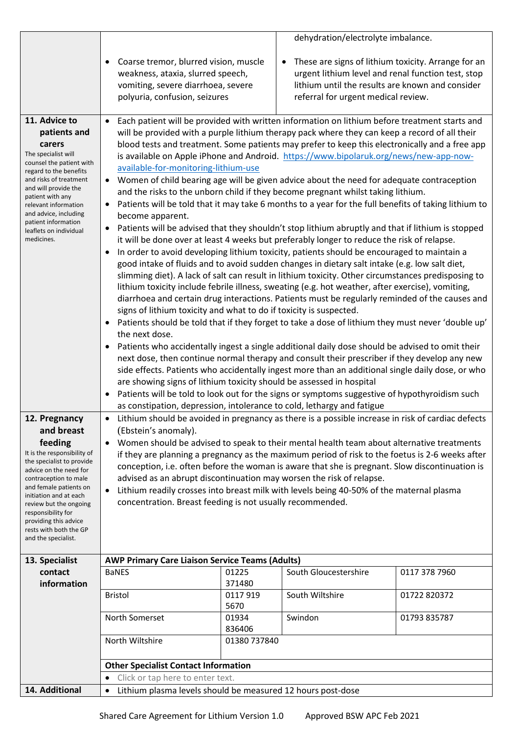| | | |
|---|---|---|
| | | dehydration/electrolyte imbalance. |
| | • Coarse tremor, blurred vision, muscle weakness, ataxia, slurred speech, vomiting, severe diarrhoea, severe polyuria, confusion, seizures | • These are signs of lithium toxicity. Arrange for an urgent lithium level and renal function test, stop lithium until the results are known and consider referral for urgent medical review. |

| | |
|---|---|
| **11. Advice to patients and carers**<br>The specialist will counsel the patient with regard to the benefits and risks of treatment and will provide the patient with any relevant information and advice, including patient information leaflets on individual medicines. | • Each patient will be provided with written information on lithium before treatment starts and will be provided with a purple lithium therapy pack where they can keep a record of all their blood tests and treatment. Some patients may prefer to keep this electronically and a free app is available on Apple iPhone and Android. https://www.bipolaruk.org/news/new-app-now-available-for-monitoring-lithium-use<br>• Women of child bearing age will be given advice about the need for adequate contraception and the risks to the unborn child if they become pregnant whilst taking lithium.<br>• Patients will be told that it may take 6 months to a year for the full benefits of taking lithium to become apparent.<br>• Patients will be advised that they shouldn't stop lithium abruptly and that if lithium is stopped it will be done over at least 4 weeks but preferably longer to reduce the risk of relapse.<br>• In order to avoid developing lithium toxicity, patients should be encouraged to maintain a good intake of fluids and to avoid sudden changes in dietary salt intake (e.g. low salt diet, slimming diet). A lack of salt can result in lithium toxicity. Other circumstances predisposing to lithium toxicity include febrile illness, sweating (e.g. hot weather, after exercise), vomiting, diarrhoea and certain drug interactions. Patients must be regularly reminded of the causes and signs of lithium toxicity and what to do if toxicity is suspected.<br>• Patients should be told that if they forget to take a dose of lithium they must never 'double up' the next dose.<br>• Patients who accidentally ingest a single additional daily dose should be advised to omit their next dose, then continue normal therapy and consult their prescriber if they develop any new side effects. Patients who accidentally ingest more than an additional single daily dose, or who are showing signs of lithium toxicity should be assessed in hospital<br>• Patients will be told to look out for the signs or symptoms suggestive of hypothyroidism such as constipation, depression, intolerance to cold, lethargy and fatigue |
| **12. Pregnancy and breast feeding**<br>It is the responsibility of the specialist to provide advice on the need for contraception to male and female patients on initiation and at each review but the ongoing responsibility for providing this advice rests with both the GP and the specialist. | • Lithium should be avoided in pregnancy as there is a possible increase in risk of cardiac defects (Ebstein's anomaly).<br>• Women should be advised to speak to their mental health team about alternative treatments if they are planning a pregnancy as the maximum period of risk to the foetus is 2-6 weeks after conception, i.e. often before the woman is aware that she is pregnant. Slow discontinuation is advised as an abrupt discontinuation may worsen the risk of relapse.<br>• Lithium readily crosses into breast milk with levels being 40-50% of the maternal plasma concentration. Breast feeding is not usually recommended. |

| | | | | |
|---|---|---|---|---|
| **13. Specialist contact information** | **AWP Primary Care Liaison Service Teams (Adults)** | | | |
| | BaNES | 01225 371480 | South Gloucestershire | 0117 378 7960 |
| | Bristol | 0117 919 5670 | South Wiltshire | 01722 820372 |
| | North Somerset | 01934 836406 | Swindon | 01793 835787 |
| | North Wiltshire | 01380 737840 | | |
| | **Other Specialist Contact Information** | | | |
| | • Click or tap here to enter text. | | | |
| **14. Additional** | • Lithium plasma levels should be measured 12 hours post-dose | | | |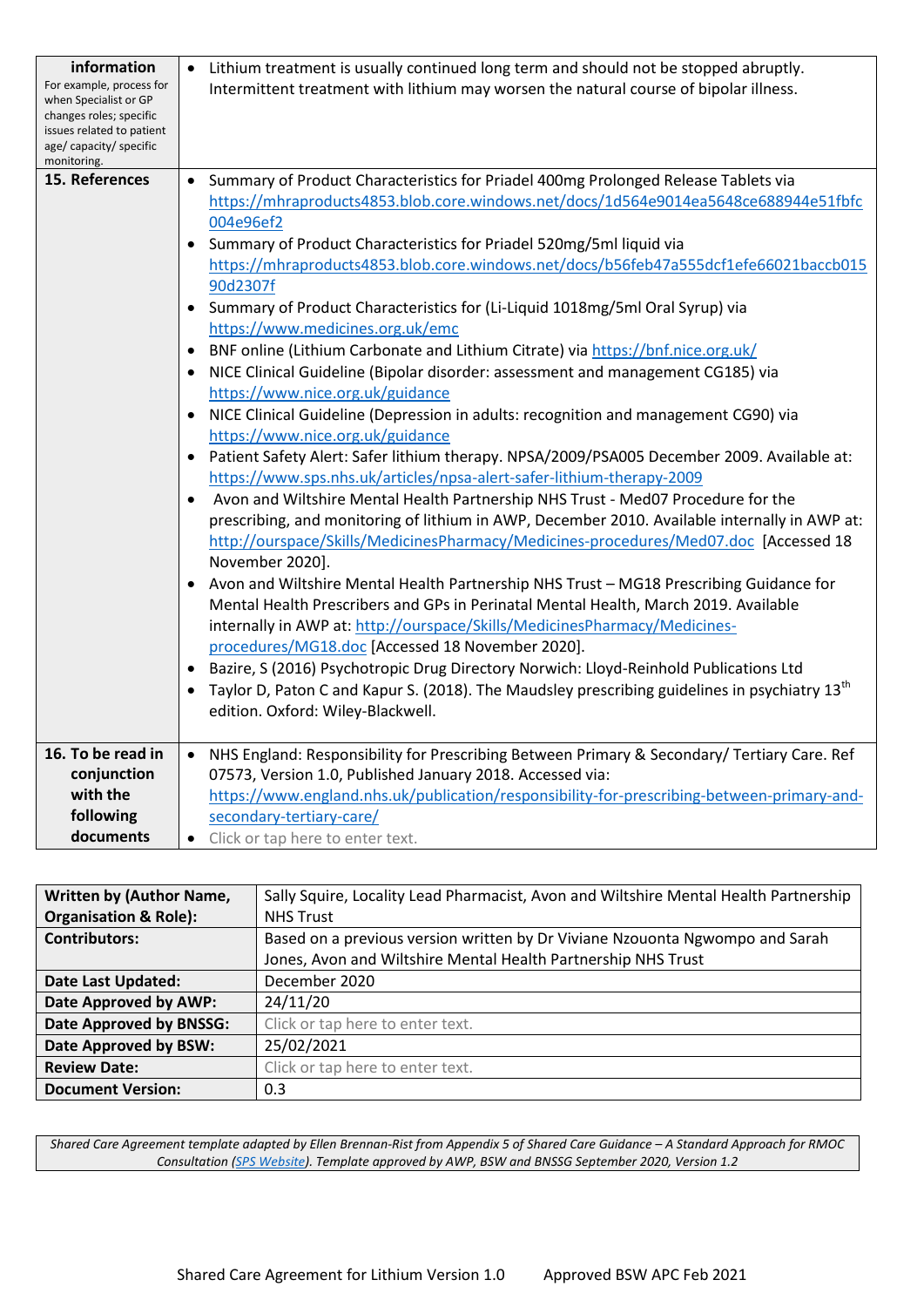| **information** For example, process for when Specialist or GP changes roles; specific issues related to patient age/ capacity/ specific monitoring. | • Lithium treatment is usually continued long term and should not be stopped abruptly. Intermittent treatment with lithium may worsen the natural course of bipolar illness. |
|---|---|
| **15. References** | • Summary of Product Characteristics for Priadel 400mg Prolonged Release Tablets via https://mhraproducts4853.blob.core.windows.net/docs/1d564e9014ea5648ce688944e51fbfc004e96ef2<br>• Summary of Product Characteristics for Priadel 520mg/5ml liquid via https://mhraproducts4853.blob.core.windows.net/docs/b56feb47a555dcf1efe66021baccb01590d2307f<br>• Summary of Product Characteristics for (Li-Liquid 1018mg/5ml Oral Syrup) via https://www.medicines.org.uk/emc<br>• BNF online (Lithium Carbonate and Lithium Citrate) via https://bnf.nice.org.uk/<br>• NICE Clinical Guideline (Bipolar disorder: assessment and management CG185) via https://www.nice.org.uk/guidance<br>• NICE Clinical Guideline (Depression in adults: recognition and management CG90) via https://www.nice.org.uk/guidance<br>• Patient Safety Alert: Safer lithium therapy. NPSA/2009/PSA005 December 2009. Available at: https://www.sps.nhs.uk/articles/npsa-alert-safer-lithium-therapy-2009<br>• Avon and Wiltshire Mental Health Partnership NHS Trust - Med07 Procedure for the prescribing, and monitoring of lithium in AWP, December 2010. Available internally in AWP at: http://ourspace/Skills/MedicinesPharmacy/Medicines-procedures/Med07.doc [Accessed 18 November 2020].<br>• Avon and Wiltshire Mental Health Partnership NHS Trust – MG18 Prescribing Guidance for Mental Health Prescribers and GPs in Perinatal Mental Health, March 2019. Available internally in AWP at: http://ourspace/Skills/MedicinesPharmacy/Medicines-procedures/MG18.doc [Accessed 18 November 2020].<br>• Bazire, S (2016) Psychotropic Drug Directory Norwich: Lloyd-Reinhold Publications Ltd<br>• Taylor D, Paton C and Kapur S. (2018). The Maudsley prescribing guidelines in psychiatry 13th edition. Oxford: Wiley-Blackwell. |
| **16. To be read in conjunction with the following documents** | • NHS England: Responsibility for Prescribing Between Primary & Secondary/ Tertiary Care. Ref 07573, Version 1.0, Published January 2018. Accessed via: https://www.england.nhs.uk/publication/responsibility-for-prescribing-between-primary-and-secondary-tertiary-care/<br>• Click or tap here to enter text. |

| **Written by (Author Name, Organisation & Role):** | Sally Squire, Locality Lead Pharmacist, Avon and Wiltshire Mental Health Partnership NHS Trust |
|---|---|
| **Contributors:** | Based on a previous version written by Dr Viviane Nzouonta Ngwompo and Sarah Jones, Avon and Wiltshire Mental Health Partnership NHS Trust |
| **Date Last Updated:** | December 2020 |
| **Date Approved by AWP:** | 24/11/20 |
| **Date Approved by BNSSG:** | Click or tap here to enter text. |
| **Date Approved by BSW:** | 25/02/2021 |
| **Review Date:** | Click or tap here to enter text. |
| **Document Version:** | 0.3 |

*Shared Care Agreement template adapted by Ellen Brennan-Rist from Appendix 5 of Shared Care Guidance – A Standard Approach for RMOC Consultation (SPS Website). Template approved by AWP, BSW and BNSSG September 2020, Version 1.2*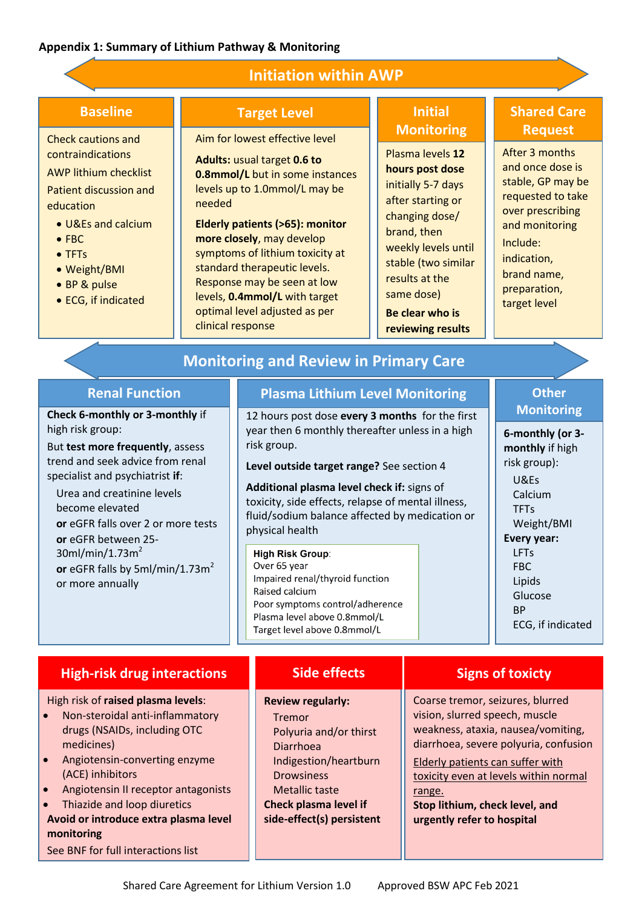**Appendix 1: Summary of Lithium Pathway & Monitoring**

## Initiation within AWP

### Baseline

Check cautions and contraindications

AWP lithium checklist

Patient discussion and education

- U&Es and calcium
- FBC
- TFTs
- Weight/BMI
- BP & pulse
- ECG, if indicated

### Target Level

Aim for lowest effective level

**Adults:** usual target **0.6 to 0.8mmol/L** but in some instances levels up to 1.0mmol/L may be needed

**Elderly patients (>65): monitor more closely**, may develop symptoms of lithium toxicity at standard therapeutic levels. Response may be seen at low levels, **0.4mmol/L** with target optimal level adjusted as per clinical response

### Initial Monitoring

Plasma levels **12 hours post dose** initially 5-7 days after starting or changing dose/ brand, then weekly levels until stable (two similar results at the same dose)

**Be clear who is reviewing results**

### Shared Care Request

After 3 months and once dose is stable, GP may be requested to take over prescribing and monitoring

Include: indication, brand name, preparation, target level

## Monitoring and Review in Primary Care

### Renal Function

**Check 6-monthly or 3-monthly** if high risk group:

But **test more frequently**, assess trend and seek advice from renal specialist and psychiatrist **if**:

Urea and creatinine levels become elevated

**or** eGFR falls over 2 or more tests

**or** eGFR between 25-30ml/min/1.73m$^2$

**or** eGFR falls by 5ml/min/1.73m$^2$ or more annually

### Plasma Lithium Level Monitoring

12 hours post dose **every 3 months** for the first year then 6 monthly thereafter unless in a high risk group.

**Level outside target range?** See section 4

**Additional plasma level check if:** signs of toxicity, side effects, relapse of mental illness, fluid/sodium balance affected by medication or physical health

**High Risk Group**:
Over 65 year
Impaired renal/thyroid function
Raised calcium
Poor symptoms control/adherence
Plasma level above 0.8mmol/L
Target level above 0.8mmol/L

### Other Monitoring

**6-monthly (or 3-monthly** if high risk group):

U&Es
Calcium
TFTs
Weight/BMI

**Every year:**

LFTs
FBC
Lipids
Glucose
BP
ECG, if indicated

### High-risk drug interactions

High risk of **raised plasma levels**:

- Non-steroidal anti-inflammatory drugs (NSAIDs, including OTC medicines)
- Angiotensin-converting enzyme (ACE) inhibitors
- Angiotensin II receptor antagonists
- Thiazide and loop diuretics

**Avoid or introduce extra plasma level monitoring**

See BNF for full interactions list

### Side effects

**Review regularly:**

Tremor
Polyuria and/or thirst
Diarrhoea
Indigestion/heartburn
Drowsiness
Metallic taste

**Check plasma level if side-effect(s) persistent**

### Signs of toxicty

Coarse tremor, seizures, blurred vision, slurred speech, muscle weakness, ataxia, nausea/vomiting, diarrhoea, severe polyuria, confusion

Elderly patients can suffer with toxicity even at levels within normal range.

**Stop lithium, check level, and urgently refer to hospital**